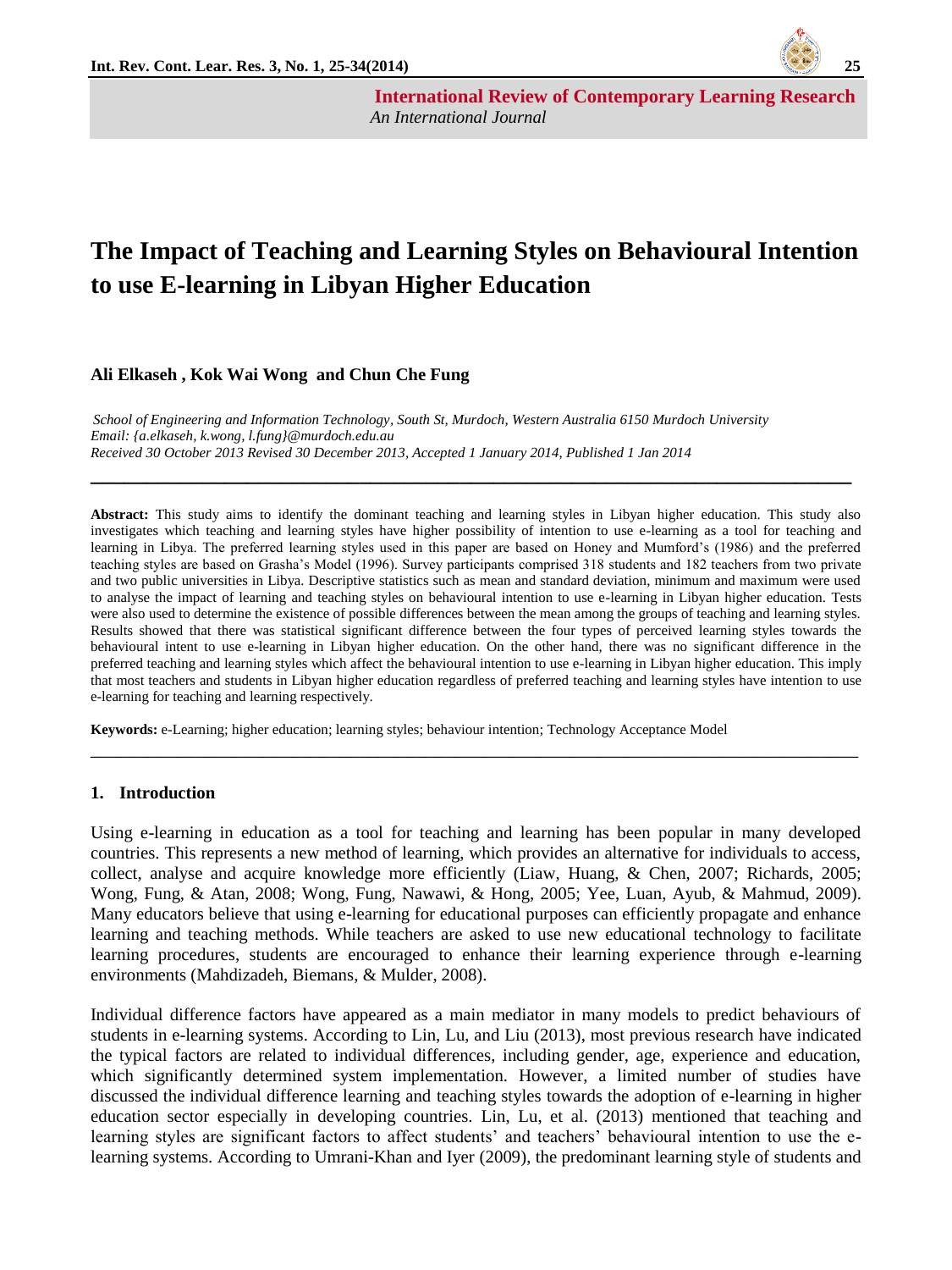# The Impact of Teaching and Learning Styles on Behavioural Intention to use E-learning in Libyan Higher Education

**Ali Elkaseh , Kok Wai Wong and Chun Che Fung**

*School of Engineering and Information Technology, South St, Murdoch, Western Australia 6150 Murdoch University*
*Email: {a.elkaseh, k.wong, l.fung}@murdoch.edu.au*
*Received 30 October 2013 Revised 30 December 2013, Accepted 1 January 2014, Published 1 Jan 2014*

**Abstract:** This study aims to identify the dominant teaching and learning styles in Libyan higher education. This study also investigates which teaching and learning styles have higher possibility of intention to use e-learning as a tool for teaching and learning in Libya. The preferred learning styles used in this paper are based on Honey and Mumford's (1986) and the preferred teaching styles are based on Grasha's Model (1996). Survey participants comprised 318 students and 182 teachers from two private and two public universities in Libya. Descriptive statistics such as mean and standard deviation, minimum and maximum were used to analyse the impact of learning and teaching styles on behavioural intention to use e-learning in Libyan higher education. Tests were also used to determine the existence of possible differences between the mean among the groups of teaching and learning styles. Results showed that there was statistical significant difference between the four types of perceived learning styles towards the behavioural intent to use e-learning in Libyan higher education. On the other hand, there was no significant difference in the preferred teaching and learning styles which affect the behavioural intention to use e-learning in Libyan higher education. This imply that most teachers and students in Libyan higher education regardless of preferred teaching and learning styles have intention to use e-learning for teaching and learning respectively.

**Keywords:** e-Learning; higher education; learning styles; behaviour intention; Technology Acceptance Model

## 1. Introduction

Using e-learning in education as a tool for teaching and learning has been popular in many developed countries. This represents a new method of learning, which provides an alternative for individuals to access, collect, analyse and acquire knowledge more efficiently (Liaw, Huang, & Chen, 2007; Richards, 2005; Wong, Fung, & Atan, 2008; Wong, Fung, Nawawi, & Hong, 2005; Yee, Luan, Ayub, & Mahmud, 2009). Many educators believe that using e-learning for educational purposes can efficiently propagate and enhance learning and teaching methods. While teachers are asked to use new educational technology to facilitate learning procedures, students are encouraged to enhance their learning experience through e-learning environments (Mahdizadeh, Biemans, & Mulder, 2008).

Individual difference factors have appeared as a main mediator in many models to predict behaviours of students in e-learning systems. According to Lin, Lu, and Liu (2013), most previous research have indicated the typical factors are related to individual differences, including gender, age, experience and education, which significantly determined system implementation. However, a limited number of studies have discussed the individual difference learning and teaching styles towards the adoption of e-learning in higher education sector especially in developing countries. Lin, Lu, et al. (2013) mentioned that teaching and learning styles are significant factors to affect students' and teachers' behavioural intention to use the e-learning systems. According to Umrani-Khan and Iyer (2009), the predominant learning style of students and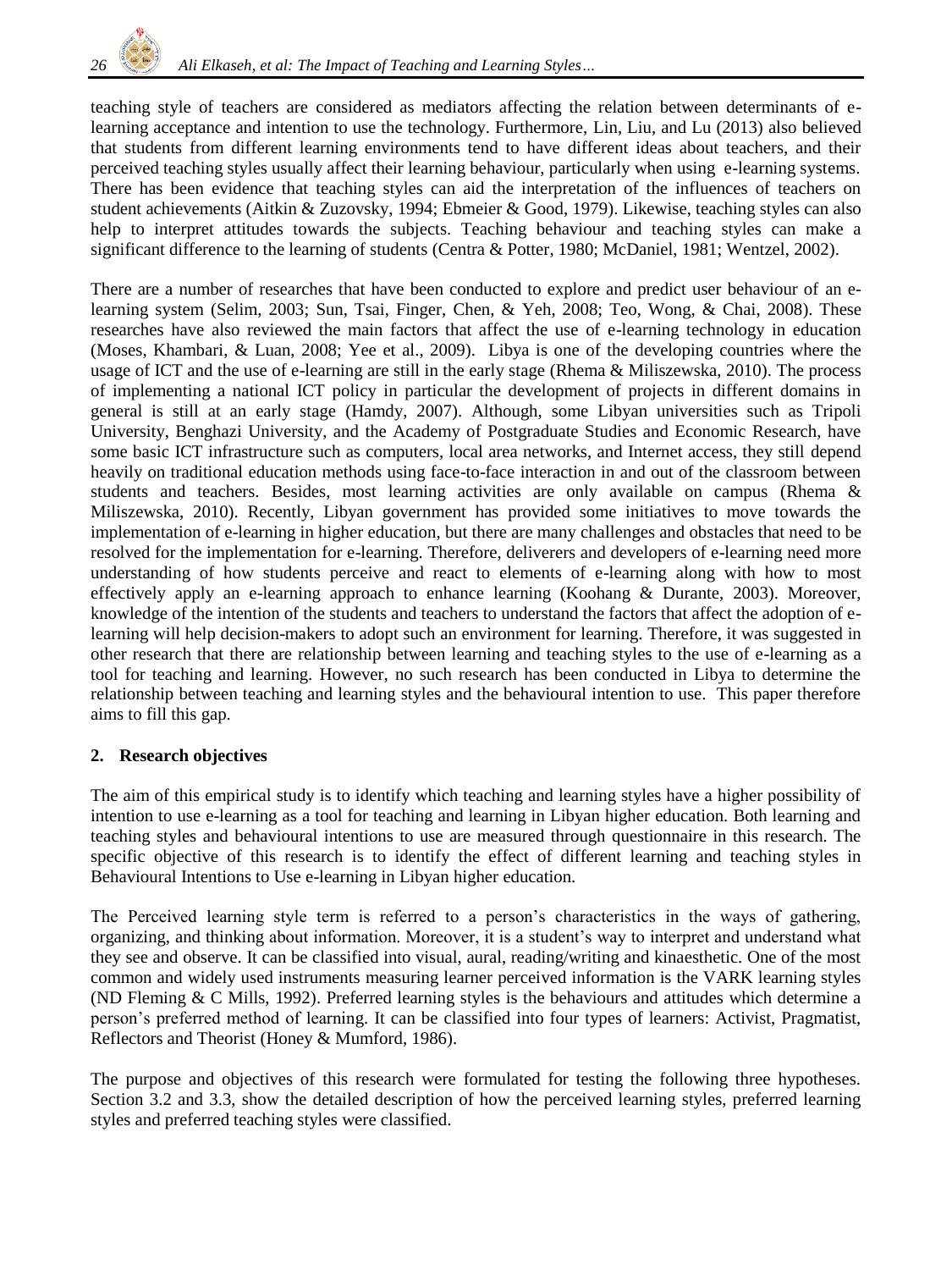teaching style of teachers are considered as mediators affecting the relation between determinants of e-learning acceptance and intention to use the technology. Furthermore, Lin, Liu, and Lu (2013) also believed that students from different learning environments tend to have different ideas about teachers, and their perceived teaching styles usually affect their learning behaviour, particularly when using e-learning systems. There has been evidence that teaching styles can aid the interpretation of the influences of teachers on student achievements (Aitkin & Zuzovsky, 1994; Ebmeier & Good, 1979). Likewise, teaching styles can also help to interpret attitudes towards the subjects. Teaching behaviour and teaching styles can make a significant difference to the learning of students (Centra & Potter, 1980; McDaniel, 1981; Wentzel, 2002).

There are a number of researches that have been conducted to explore and predict user behaviour of an e-learning system (Selim, 2003; Sun, Tsai, Finger, Chen, & Yeh, 2008; Teo, Wong, & Chai, 2008). These researches have also reviewed the main factors that affect the use of e-learning technology in education (Moses, Khambari, & Luan, 2008; Yee et al., 2009). Libya is one of the developing countries where the usage of ICT and the use of e-learning are still in the early stage (Rhema & Miliszewska, 2010). The process of implementing a national ICT policy in particular the development of projects in different domains in general is still at an early stage (Hamdy, 2007). Although, some Libyan universities such as Tripoli University, Benghazi University, and the Academy of Postgraduate Studies and Economic Research, have some basic ICT infrastructure such as computers, local area networks, and Internet access, they still depend heavily on traditional education methods using face-to-face interaction in and out of the classroom between students and teachers. Besides, most learning activities are only available on campus (Rhema & Miliszewska, 2010). Recently, Libyan government has provided some initiatives to move towards the implementation of e-learning in higher education, but there are many challenges and obstacles that need to be resolved for the implementation for e-learning. Therefore, deliverers and developers of e-learning need more understanding of how students perceive and react to elements of e-learning along with how to most effectively apply an e-learning approach to enhance learning (Koohang & Durante, 2003). Moreover, knowledge of the intention of the students and teachers to understand the factors that affect the adoption of e-learning will help decision-makers to adopt such an environment for learning. Therefore, it was suggested in other research that there are relationship between learning and teaching styles to the use of e-learning as a tool for teaching and learning. However, no such research has been conducted in Libya to determine the relationship between teaching and learning styles and the behavioural intention to use. This paper therefore aims to fill this gap.

## 2. Research objectives

The aim of this empirical study is to identify which teaching and learning styles have a higher possibility of intention to use e-learning as a tool for teaching and learning in Libyan higher education. Both learning and teaching styles and behavioural intentions to use are measured through questionnaire in this research. The specific objective of this research is to identify the effect of different learning and teaching styles in Behavioural Intentions to Use e-learning in Libyan higher education.

The Perceived learning style term is referred to a person's characteristics in the ways of gathering, organizing, and thinking about information. Moreover, it is a student's way to interpret and understand what they see and observe. It can be classified into visual, aural, reading/writing and kinaesthetic. One of the most common and widely used instruments measuring learner perceived information is the VARK learning styles (ND Fleming & C Mills, 1992). Preferred learning styles is the behaviours and attitudes which determine a person's preferred method of learning. It can be classified into four types of learners: Activist, Pragmatist, Reflectors and Theorist (Honey & Mumford, 1986).

The purpose and objectives of this research were formulated for testing the following three hypotheses. Section 3.2 and 3.3, show the detailed description of how the perceived learning styles, preferred learning styles and preferred teaching styles were classified.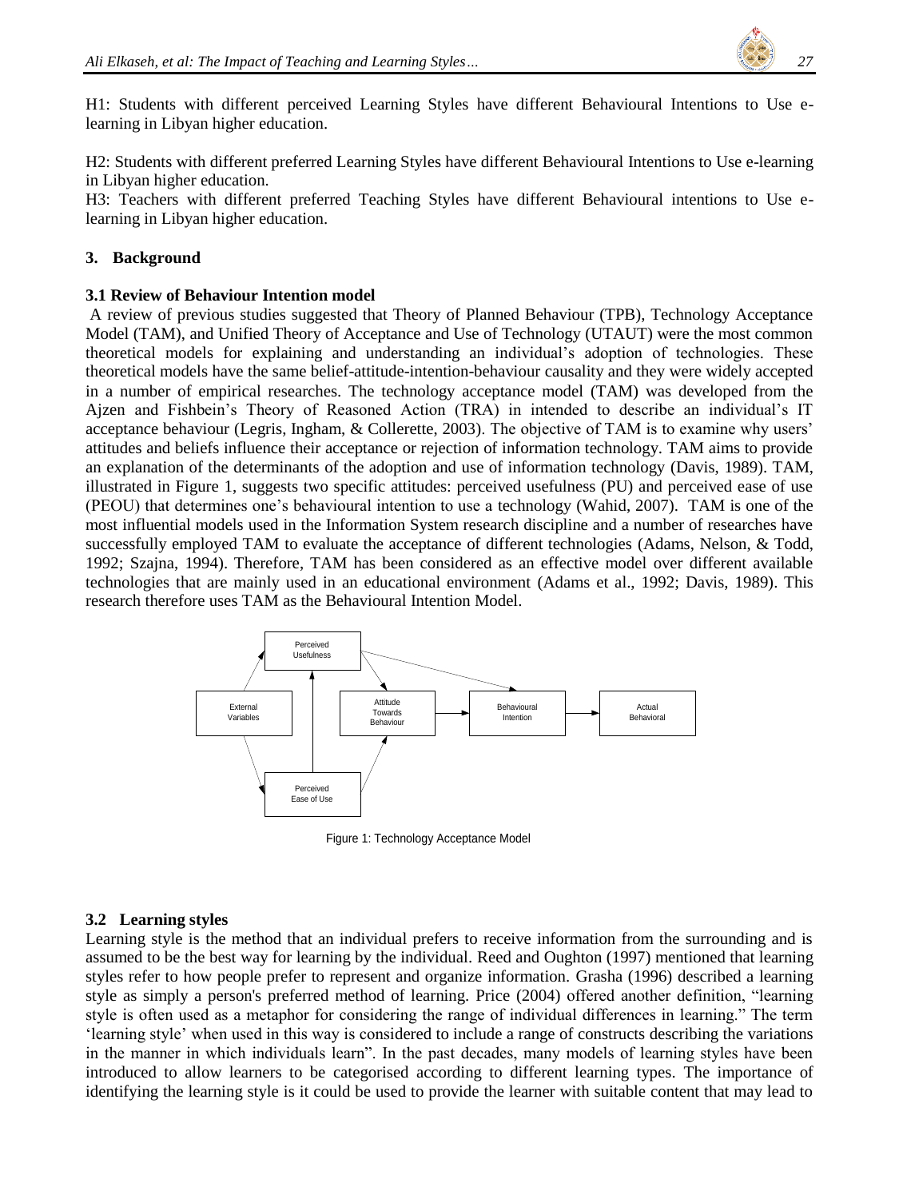H1: Students with different perceived Learning Styles have different Behavioural Intentions to Use e-learning in Libyan higher education.

H2: Students with different preferred Learning Styles have different Behavioural Intentions to Use e-learning in Libyan higher education.

H3: Teachers with different preferred Teaching Styles have different Behavioural intentions to Use e-learning in Libyan higher education.

## 3. Background

### 3.1 Review of Behaviour Intention model

A review of previous studies suggested that Theory of Planned Behaviour (TPB), Technology Acceptance Model (TAM), and Unified Theory of Acceptance and Use of Technology (UTAUT) were the most common theoretical models for explaining and understanding an individual's adoption of technologies. These theoretical models have the same belief-attitude-intention-behaviour causality and they were widely accepted in a number of empirical researches. The technology acceptance model (TAM) was developed from the Ajzen and Fishbein's Theory of Reasoned Action (TRA) in intended to describe an individual's IT acceptance behaviour (Legris, Ingham, & Collerette, 2003). The objective of TAM is to examine why users' attitudes and beliefs influence their acceptance or rejection of information technology. TAM aims to provide an explanation of the determinants of the adoption and use of information technology (Davis, 1989). TAM, illustrated in Figure 1, suggests two specific attitudes: perceived usefulness (PU) and perceived ease of use (PEOU) that determines one's behavioural intention to use a technology (Wahid, 2007). TAM is one of the most influential models used in the Information System research discipline and a number of researches have successfully employed TAM to evaluate the acceptance of different technologies (Adams, Nelson, & Todd, 1992; Szajna, 1994). Therefore, TAM has been considered as an effective model over different available technologies that are mainly used in an educational environment (Adams et al., 1992; Davis, 1989). This research therefore uses TAM as the Behavioural Intention Model.

```
                 Perceived
                 Usefulness
                /    |     \ \
External            |   Attitude      Behavioural      Actual
Variables           |   Towards   --> Intention   -->  Behavioral
                \    |   Behaviour
                 Perceived
                 Ease of Use
```

Figure 1: Technology Acceptance Model

### 3.2 Learning styles

Learning style is the method that an individual prefers to receive information from the surrounding and is assumed to be the best way for learning by the individual. Reed and Oughton (1997) mentioned that learning styles refer to how people prefer to represent and organize information. Grasha (1996) described a learning style as simply a person's preferred method of learning. Price (2004) offered another definition, "learning style is often used as a metaphor for considering the range of individual differences in learning." The term 'learning style' when used in this way is considered to include a range of constructs describing the variations in the manner in which individuals learn". In the past decades, many models of learning styles have been introduced to allow learners to be categorised according to different learning types. The importance of identifying the learning style is it could be used to provide the learner with suitable content that may lead to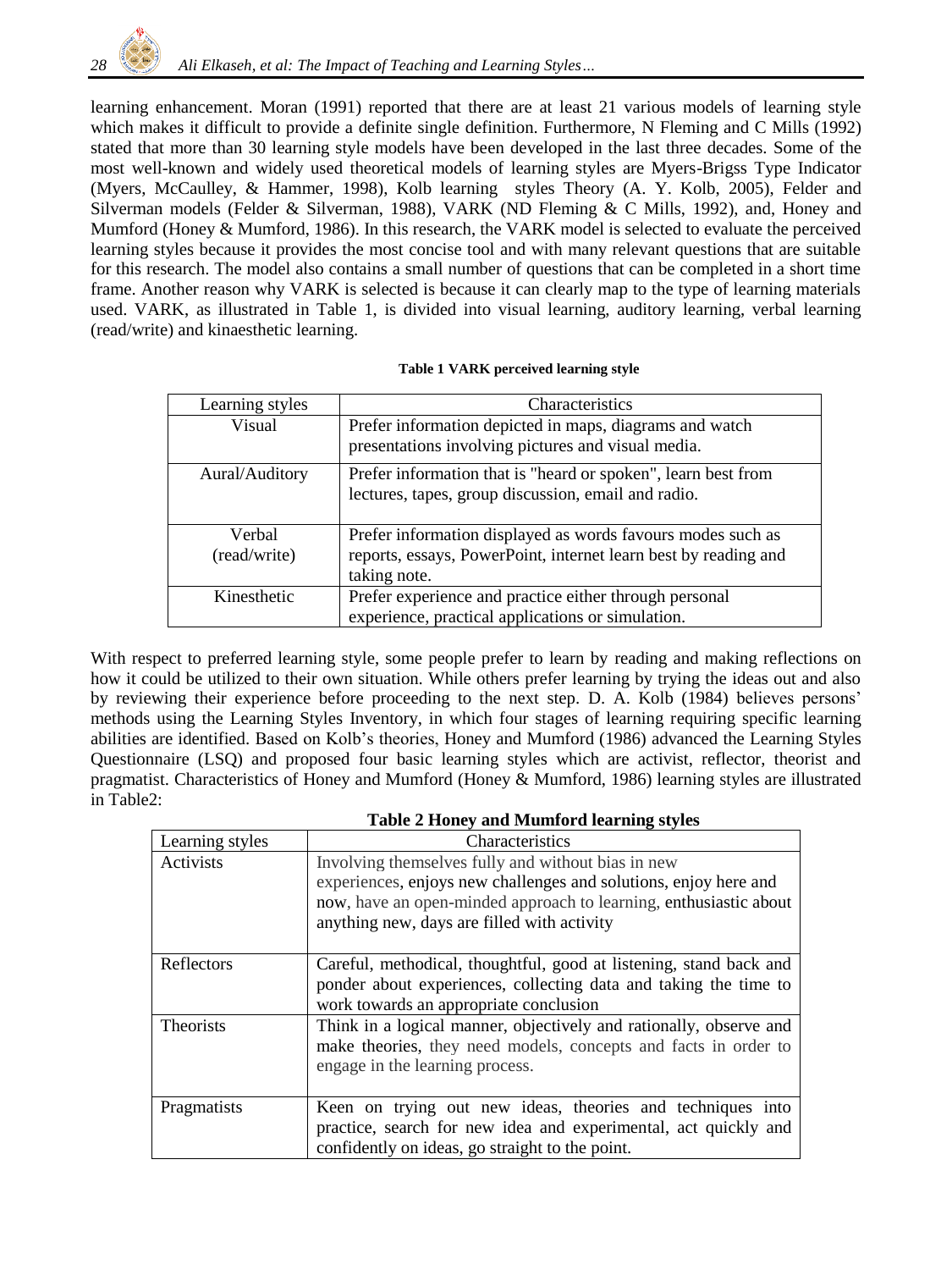learning enhancement. Moran (1991) reported that there are at least 21 various models of learning style which makes it difficult to provide a definite single definition. Furthermore, N Fleming and C Mills (1992) stated that more than 30 learning style models have been developed in the last three decades. Some of the most well-known and widely used theoretical models of learning styles are Myers-Brigss Type Indicator (Myers, McCaulley, & Hammer, 1998), Kolb learning styles Theory (A. Y. Kolb, 2005), Felder and Silverman models (Felder & Silverman, 1988), VARK (ND Fleming & C Mills, 1992), and, Honey and Mumford (Honey & Mumford, 1986). In this research, the VARK model is selected to evaluate the perceived learning styles because it provides the most concise tool and with many relevant questions that are suitable for this research. The model also contains a small number of questions that can be completed in a short time frame. Another reason why VARK is selected is because it can clearly map to the type of learning materials used. VARK, as illustrated in Table 1, is divided into visual learning, auditory learning, verbal learning (read/write) and kinaesthetic learning.

**Table 1 VARK perceived learning style**

| Learning styles | Characteristics |
|---|---|
| Visual | Prefer information depicted in maps, diagrams and watch presentations involving pictures and visual media. |
| Aural/Auditory | Prefer information that is "heard or spoken", learn best from lectures, tapes, group discussion, email and radio. |
| Verbal (read/write) | Prefer information displayed as words favours modes such as reports, essays, PowerPoint, internet learn best by reading and taking note. |
| Kinesthetic | Prefer experience and practice either through personal experience, practical applications or simulation. |

With respect to preferred learning style, some people prefer to learn by reading and making reflections on how it could be utilized to their own situation. While others prefer learning by trying the ideas out and also by reviewing their experience before proceeding to the next step. D. A. Kolb (1984) believes persons' methods using the Learning Styles Inventory, in which four stages of learning requiring specific learning abilities are identified. Based on Kolb's theories, Honey and Mumford (1986) advanced the Learning Styles Questionnaire (LSQ) and proposed four basic learning styles which are activist, reflector, theorist and pragmatist. Characteristics of Honey and Mumford (Honey & Mumford, 1986) learning styles are illustrated in Table2:

**Table 2 Honey and Mumford learning styles**

| Learning styles | Characteristics |
|---|---|
| Activists | Involving themselves fully and without bias in new experiences, enjoys new challenges and solutions, enjoy here and now, have an open-minded approach to learning, enthusiastic about anything new, days are filled with activity |
| Reflectors | Careful, methodical, thoughtful, good at listening, stand back and ponder about experiences, collecting data and taking the time to work towards an appropriate conclusion |
| Theorists | Think in a logical manner, objectively and rationally, observe and make theories, they need models, concepts and facts in order to engage in the learning process. |
| Pragmatists | Keen on trying out new ideas, theories and techniques into practice, search for new idea and experimental, act quickly and confidently on ideas, go straight to the point. |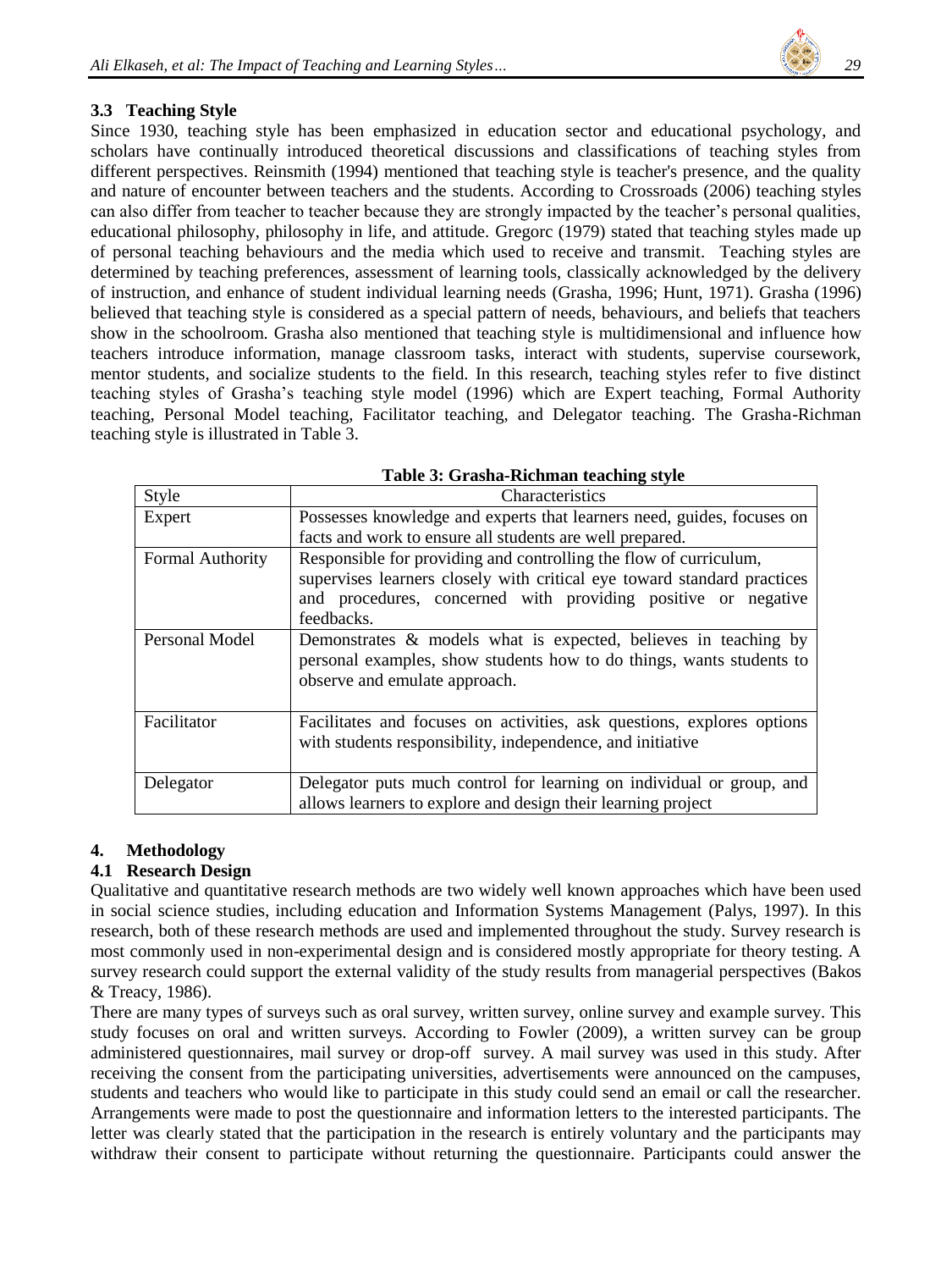### 3.3 Teaching Style

Since 1930, teaching style has been emphasized in education sector and educational psychology, and scholars have continually introduced theoretical discussions and classifications of teaching styles from different perspectives. Reinsmith (1994) mentioned that teaching style is teacher's presence, and the quality and nature of encounter between teachers and the students. According to Crossroads (2006) teaching styles can also differ from teacher to teacher because they are strongly impacted by the teacher's personal qualities, educational philosophy, philosophy in life, and attitude. Gregorc (1979) stated that teaching styles made up of personal teaching behaviours and the media which used to receive and transmit. Teaching styles are determined by teaching preferences, assessment of learning tools, classically acknowledged by the delivery of instruction, and enhance of student individual learning needs (Grasha, 1996; Hunt, 1971). Grasha (1996) believed that teaching style is considered as a special pattern of needs, behaviours, and beliefs that teachers show in the schoolroom. Grasha also mentioned that teaching style is multidimensional and influence how teachers introduce information, manage classroom tasks, interact with students, supervise coursework, mentor students, and socialize students to the field. In this research, teaching styles refer to five distinct teaching styles of Grasha's teaching style model (1996) which are Expert teaching, Formal Authority teaching, Personal Model teaching, Facilitator teaching, and Delegator teaching. The Grasha-Richman teaching style is illustrated in Table 3.

**Table 3: Grasha-Richman teaching style**

| Style | Characteristics |
|---|---|
| Expert | Possesses knowledge and experts that learners need, guides, focuses on facts and work to ensure all students are well prepared. |
| Formal Authority | Responsible for providing and controlling the flow of curriculum, supervises learners closely with critical eye toward standard practices and procedures, concerned with providing positive or negative feedbacks. |
| Personal Model | Demonstrates & models what is expected, believes in teaching by personal examples, show students how to do things, wants students to observe and emulate approach. |
| Facilitator | Facilitates and focuses on activities, ask questions, explores options with students responsibility, independence, and initiative |
| Delegator | Delegator puts much control for learning on individual or group, and allows learners to explore and design their learning project |

## 4. Methodology

### 4.1 Research Design

Qualitative and quantitative research methods are two widely well known approaches which have been used in social science studies, including education and Information Systems Management (Palys, 1997). In this research, both of these research methods are used and implemented throughout the study. Survey research is most commonly used in non-experimental design and is considered mostly appropriate for theory testing. A survey research could support the external validity of the study results from managerial perspectives (Bakos & Treacy, 1986).

There are many types of surveys such as oral survey, written survey, online survey and example survey. This study focuses on oral and written surveys. According to Fowler (2009), a written survey can be group administered questionnaires, mail survey or drop-off survey. A mail survey was used in this study. After receiving the consent from the participating universities, advertisements were announced on the campuses, students and teachers who would like to participate in this study could send an email or call the researcher. Arrangements were made to post the questionnaire and information letters to the interested participants. The letter was clearly stated that the participation in the research is entirely voluntary and the participants may withdraw their consent to participate without returning the questionnaire. Participants could answer the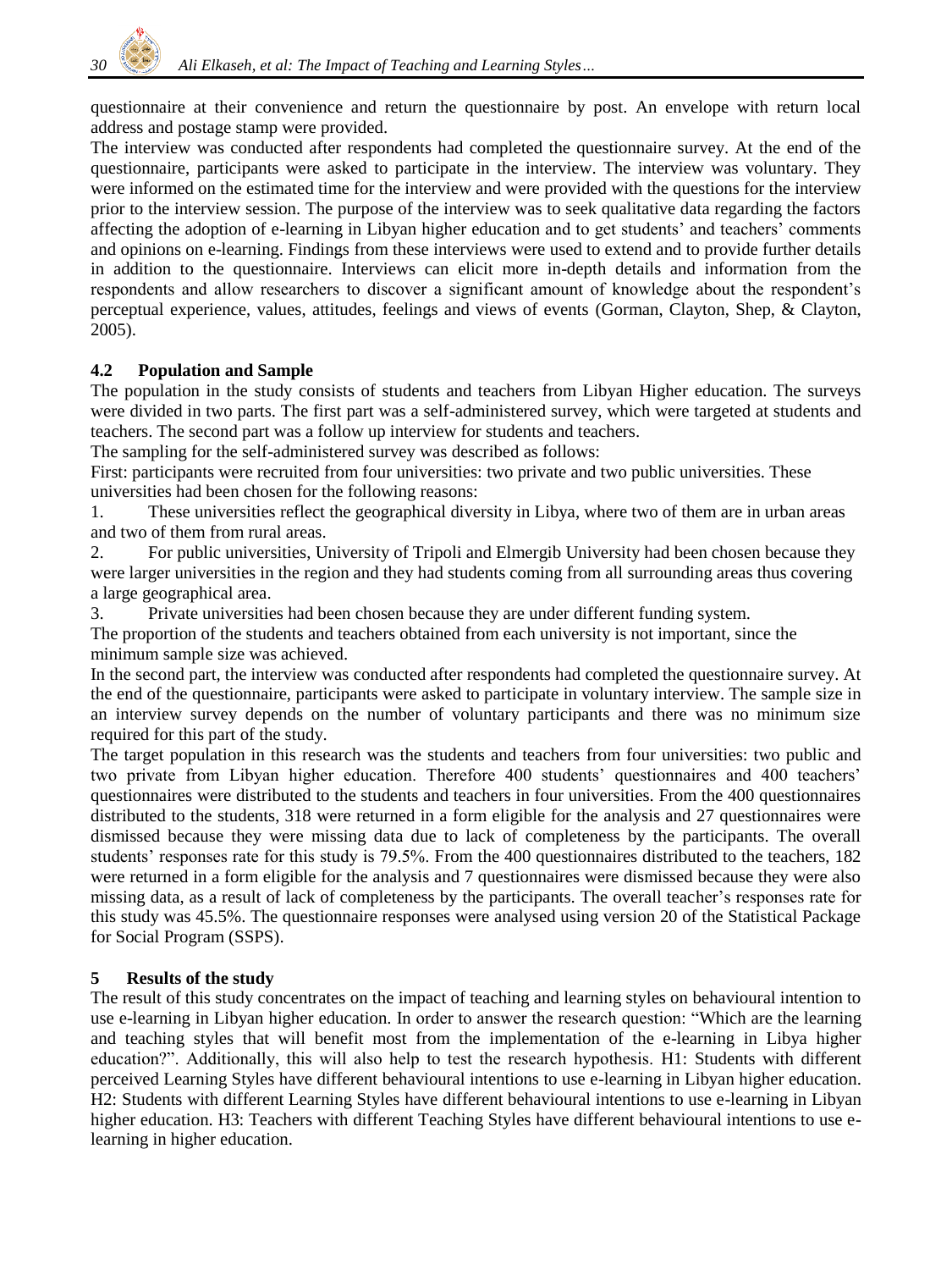questionnaire at their convenience and return the questionnaire by post. An envelope with return local address and postage stamp were provided.

The interview was conducted after respondents had completed the questionnaire survey. At the end of the questionnaire, participants were asked to participate in the interview. The interview was voluntary. They were informed on the estimated time for the interview and were provided with the questions for the interview prior to the interview session. The purpose of the interview was to seek qualitative data regarding the factors affecting the adoption of e-learning in Libyan higher education and to get students' and teachers' comments and opinions on e-learning. Findings from these interviews were used to extend and to provide further details in addition to the questionnaire. Interviews can elicit more in-depth details and information from the respondents and allow researchers to discover a significant amount of knowledge about the respondent's perceptual experience, values, attitudes, feelings and views of events (Gorman, Clayton, Shep, & Clayton, 2005).

## 4.2 Population and Sample

The population in the study consists of students and teachers from Libyan Higher education. The surveys were divided in two parts. The first part was a self-administered survey, which were targeted at students and teachers. The second part was a follow up interview for students and teachers.

The sampling for the self-administered survey was described as follows:

First: participants were recruited from four universities: two private and two public universities. These universities had been chosen for the following reasons:

1. These universities reflect the geographical diversity in Libya, where two of them are in urban areas and two of them from rural areas.
2. For public universities, University of Tripoli and Elmergib University had been chosen because they were larger universities in the region and they had students coming from all surrounding areas thus covering a large geographical area.
3. Private universities had been chosen because they are under different funding system.

The proportion of the students and teachers obtained from each university is not important, since the minimum sample size was achieved.

In the second part, the interview was conducted after respondents had completed the questionnaire survey. At the end of the questionnaire, participants were asked to participate in voluntary interview. The sample size in an interview survey depends on the number of voluntary participants and there was no minimum size required for this part of the study.

The target population in this research was the students and teachers from four universities: two public and two private from Libyan higher education. Therefore 400 students' questionnaires and 400 teachers' questionnaires were distributed to the students and teachers in four universities. From the 400 questionnaires distributed to the students, 318 were returned in a form eligible for the analysis and 27 questionnaires were dismissed because they were missing data due to lack of completeness by the participants. The overall students' responses rate for this study is 79.5%. From the 400 questionnaires distributed to the teachers, 182 were returned in a form eligible for the analysis and 7 questionnaires were dismissed because they were also missing data, as a result of lack of completeness by the participants. The overall teacher's responses rate for this study was 45.5%. The questionnaire responses were analysed using version 20 of the Statistical Package for Social Program (SSPS).

# 5 Results of the study

The result of this study concentrates on the impact of teaching and learning styles on behavioural intention to use e-learning in Libyan higher education. In order to answer the research question: "Which are the learning and teaching styles that will benefit most from the implementation of the e-learning in Libya higher education?". Additionally, this will also help to test the research hypothesis. H1: Students with different perceived Learning Styles have different behavioural intentions to use e-learning in Libyan higher education. H2: Students with different Learning Styles have different behavioural intentions to use e-learning in Libyan higher education. H3: Teachers with different Teaching Styles have different behavioural intentions to use e-learning in higher education.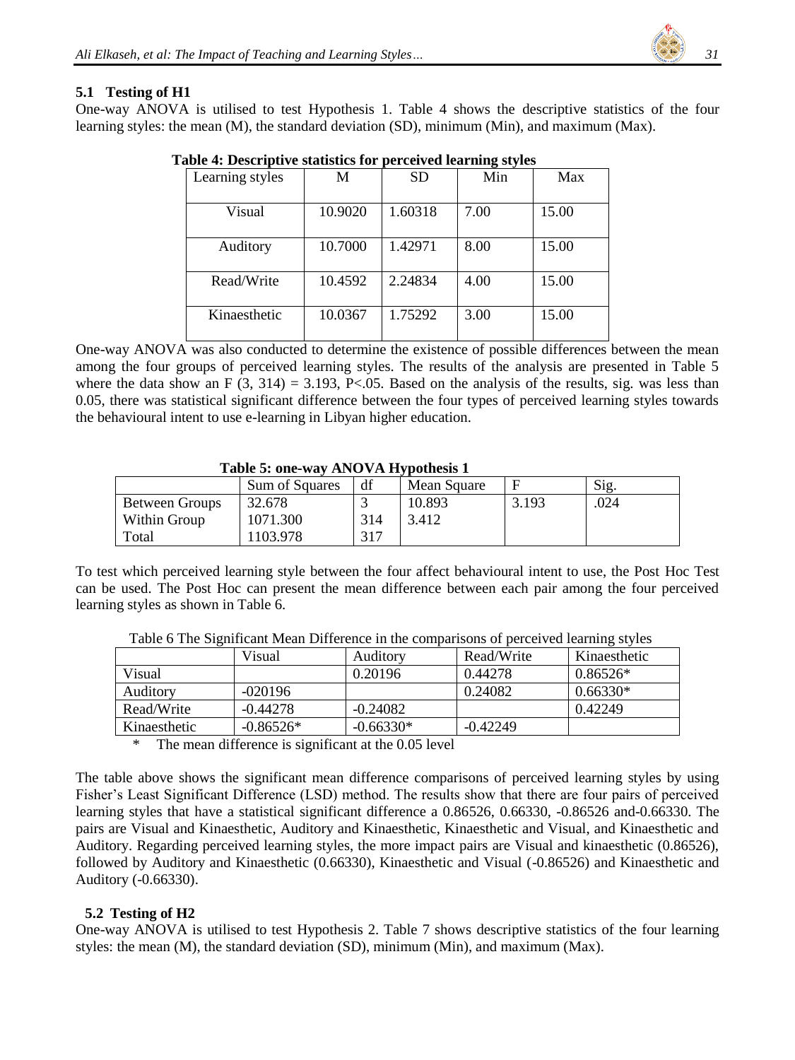### 5.1 Testing of H1

One-way ANOVA is utilised to test Hypothesis 1. Table 4 shows the descriptive statistics of the four learning styles: the mean (M), the standard deviation (SD), minimum (Min), and maximum (Max).

**Table 4: Descriptive statistics for perceived learning styles**

| Learning styles | M | SD | Min | Max |
|---|---|---|---|---|
| Visual | 10.9020 | 1.60318 | 7.00 | 15.00 |
| Auditory | 10.7000 | 1.42971 | 8.00 | 15.00 |
| Read/Write | 10.4592 | 2.24834 | 4.00 | 15.00 |
| Kinaesthetic | 10.0367 | 1.75292 | 3.00 | 15.00 |

One-way ANOVA was also conducted to determine the existence of possible differences between the mean among the four groups of perceived learning styles. The results of the analysis are presented in Table 5 where the data show an $F(3, 314) = 3.193$, $P<.05$. Based on the analysis of the results, sig. was less than 0.05, there was statistical significant difference between the four types of perceived learning styles towards the behavioural intent to use e-learning in Libyan higher education.

**Table 5: one-way ANOVA Hypothesis 1**

| | Sum of Squares | df | Mean Square | F | Sig. |
|---|---|---|---|---|---|
| Between Groups | 32.678 | 3 | 10.893 | 3.193 | .024 |
| Within Group | 1071.300 | 314 | 3.412 | | |
| Total | 1103.978 | 317 | | | |

To test which perceived learning style between the four affect behavioural intent to use, the Post Hoc Test can be used. The Post Hoc can present the mean difference between each pair among the four perceived learning styles as shown in Table 6.

Table 6 The Significant Mean Difference in the comparisons of perceived learning styles

| | Visual | Auditory | Read/Write | Kinaesthetic |
|---|---|---|---|---|
| Visual | | 0.20196 | 0.44278 | 0.86526* |
| Auditory | -020196 | | 0.24082 | 0.66330* |
| Read/Write | -0.44278 | -0.24082 | | 0.42249 |
| Kinaesthetic | -0.86526* | -0.66330* | -0.42249 | |

\* The mean difference is significant at the 0.05 level

The table above shows the significant mean difference comparisons of perceived learning styles by using Fisher's Least Significant Difference (LSD) method. The results show that there are four pairs of perceived learning styles that have a statistical significant difference a 0.86526, 0.66330, -0.86526 and-0.66330. The pairs are Visual and Kinaesthetic, Auditory and Kinaesthetic, Kinaesthetic and Visual, and Kinaesthetic and Auditory. Regarding perceived learning styles, the more impact pairs are Visual and kinaesthetic (0.86526), followed by Auditory and Kinaesthetic (0.66330), Kinaesthetic and Visual (-0.86526) and Kinaesthetic and Auditory (-0.66330).

### 5.2 Testing of H2

One-way ANOVA is utilised to test Hypothesis 2. Table 7 shows descriptive statistics of the four learning styles: the mean (M), the standard deviation (SD), minimum (Min), and maximum (Max).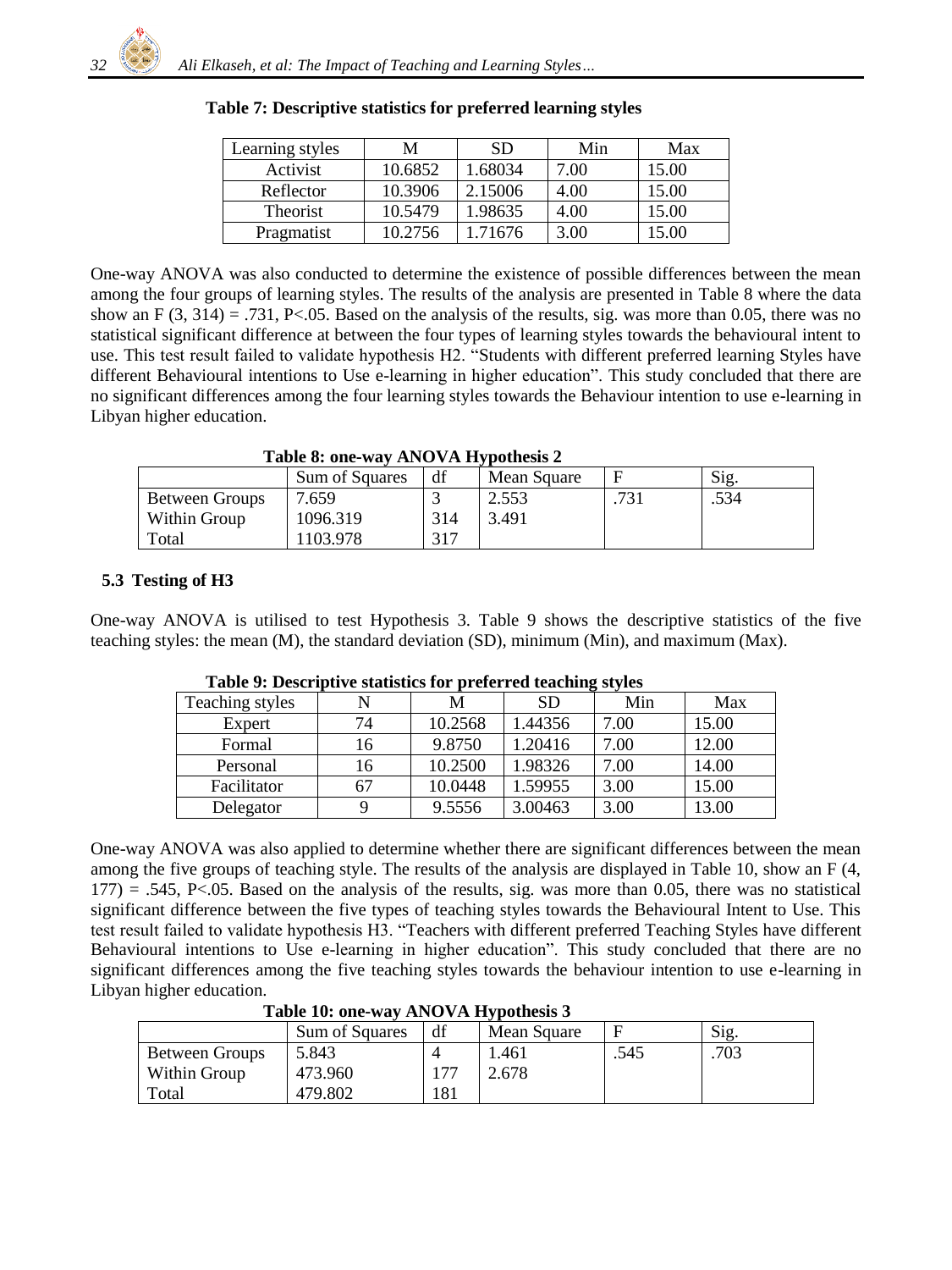**Table 7: Descriptive statistics for preferred learning styles**

| Learning styles | M | SD | Min | Max |
|---|---|---|---|---|
| Activist | 10.6852 | 1.68034 | 7.00 | 15.00 |
| Reflector | 10.3906 | 2.15006 | 4.00 | 15.00 |
| Theorist | 10.5479 | 1.98635 | 4.00 | 15.00 |
| Pragmatist | 10.2756 | 1.71676 | 3.00 | 15.00 |

One-way ANOVA was also conducted to determine the existence of possible differences between the mean among the four groups of learning styles. The results of the analysis are presented in Table 8 where the data show an $F(3, 314) = .731$, $P<.05$. Based on the analysis of the results, sig. was more than 0.05, there was no statistical significant difference at between the four types of learning styles towards the behavioural intent to use. This test result failed to validate hypothesis H2. "Students with different preferred learning Styles have different Behavioural intentions to Use e-learning in higher education". This study concluded that there are no significant differences among the four learning styles towards the Behaviour intention to use e-learning in Libyan higher education.

**Table 8: one-way ANOVA Hypothesis 2**

| | Sum of Squares | df | Mean Square | F | Sig. |
|---|---|---|---|---|---|
| Between Groups | 7.659 | 3 | 2.553 | .731 | .534 |
| Within Group | 1096.319 | 314 | 3.491 | | |
| Total | 1103.978 | 317 | | | |

## 5.3 Testing of H3

One-way ANOVA is utilised to test Hypothesis 3. Table 9 shows the descriptive statistics of the five teaching styles: the mean (M), the standard deviation (SD), minimum (Min), and maximum (Max).

**Table 9: Descriptive statistics for preferred teaching styles**

| Teaching styles | N | M | SD | Min | Max |
|---|---|---|---|---|---|
| Expert | 74 | 10.2568 | 1.44356 | 7.00 | 15.00 |
| Formal | 16 | 9.8750 | 1.20416 | 7.00 | 12.00 |
| Personal | 16 | 10.2500 | 1.98326 | 7.00 | 14.00 |
| Facilitator | 67 | 10.0448 | 1.59955 | 3.00 | 15.00 |
| Delegator | 9 | 9.5556 | 3.00463 | 3.00 | 13.00 |

One-way ANOVA was also applied to determine whether there are significant differences between the mean among the five groups of teaching style. The results of the analysis are displayed in Table 10, show an $F(4, 177) = .545$, $P<.05$. Based on the analysis of the results, sig. was more than 0.05, there was no statistical significant difference between the five types of teaching styles towards the Behavioural Intent to Use. This test result failed to validate hypothesis H3. "Teachers with different preferred Teaching Styles have different Behavioural intentions to Use e-learning in higher education". This study concluded that there are no significant differences among the five teaching styles towards the behaviour intention to use e-learning in Libyan higher education.

**Table 10: one-way ANOVA Hypothesis 3**

| | Sum of Squares | df | Mean Square | F | Sig. |
|---|---|---|---|---|---|
| Between Groups | 5.843 | 4 | 1.461 | .545 | .703 |
| Within Group | 473.960 | 177 | 2.678 | | |
| Total | 479.802 | 181 | | | |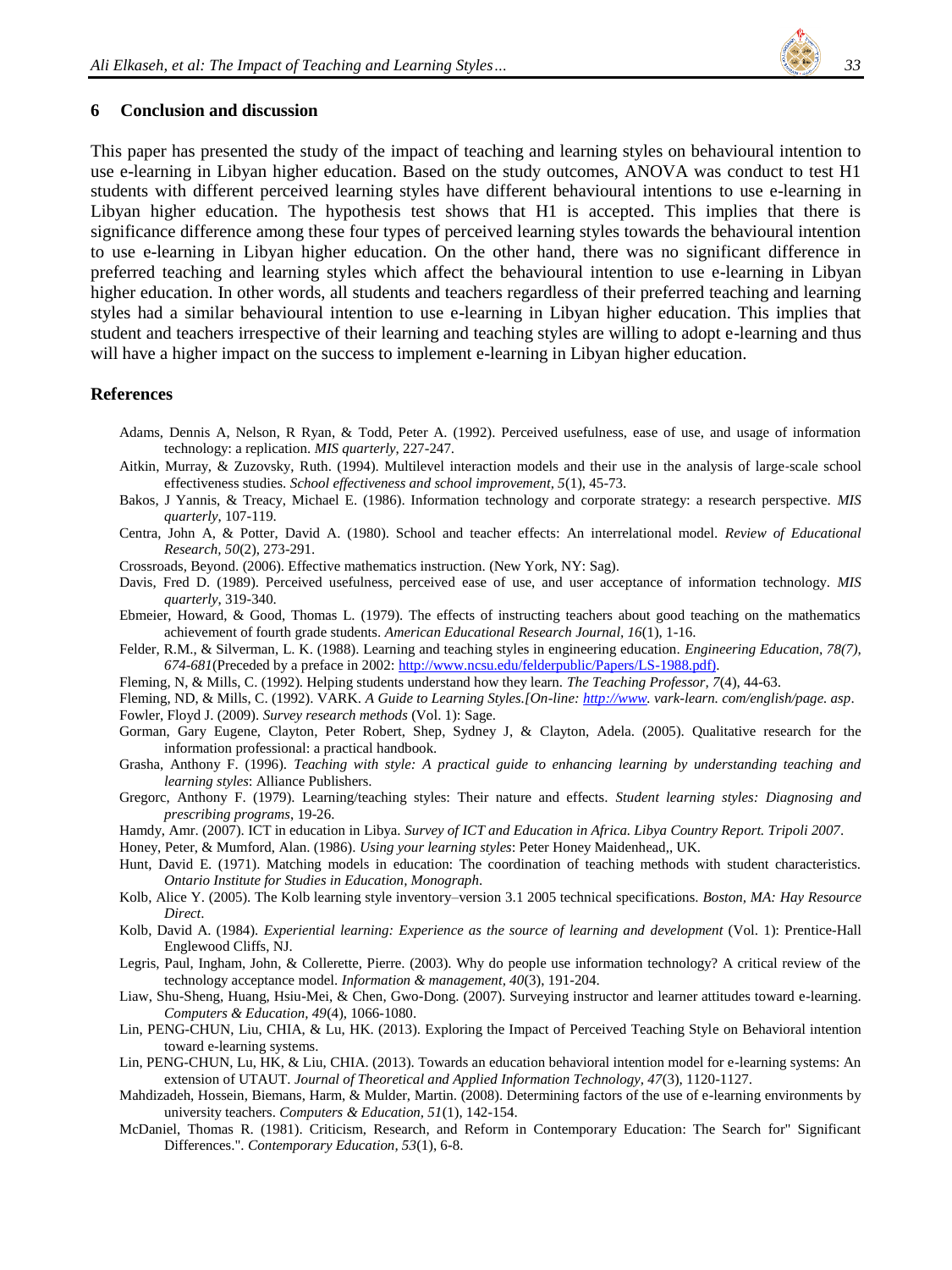## 6 Conclusion and discussion

This paper has presented the study of the impact of teaching and learning styles on behavioural intention to use e-learning in Libyan higher education. Based on the study outcomes, ANOVA was conduct to test H1 students with different perceived learning styles have different behavioural intentions to use e-learning in Libyan higher education. The hypothesis test shows that H1 is accepted. This implies that there is significance difference among these four types of perceived learning styles towards the behavioural intention to use e-learning in Libyan higher education. On the other hand, there was no significant difference in preferred teaching and learning styles which affect the behavioural intention to use e-learning in Libyan higher education. In other words, all students and teachers regardless of their preferred teaching and learning styles had a similar behavioural intention to use e-learning in Libyan higher education. This implies that student and teachers irrespective of their learning and teaching styles are willing to adopt e-learning and thus will have a higher impact on the success to implement e-learning in Libyan higher education.

## References

Adams, Dennis A, Nelson, R Ryan, & Todd, Peter A. (1992). Perceived usefulness, ease of use, and usage of information technology: a replication. *MIS quarterly*, 227-247.

Aitkin, Murray, & Zuzovsky, Ruth. (1994). Multilevel interaction models and their use in the analysis of large-scale school effectiveness studies. *School effectiveness and school improvement, 5*(1), 45-73.

Bakos, J Yannis, & Treacy, Michael E. (1986). Information technology and corporate strategy: a research perspective. *MIS quarterly*, 107-119.

Centra, John A, & Potter, David A. (1980). School and teacher effects: An interrelational model. *Review of Educational Research, 50*(2), 273-291.

Crossroads, Beyond. (2006). Effective mathematics instruction. (New York, NY: Sag).

Davis, Fred D. (1989). Perceived usefulness, perceived ease of use, and user acceptance of information technology. *MIS quarterly*, 319-340.

Ebmeier, Howard, & Good, Thomas L. (1979). The effects of instructing teachers about good teaching on the mathematics achievement of fourth grade students. *American Educational Research Journal, 16*(1), 1-16.

Felder, R.M., & Silverman, L. K. (1988). Learning and teaching styles in engineering education. *Engineering Education, 78(7), 674-681*(Preceded by a preface in 2002: http://www.ncsu.edu/felderpublic/Papers/LS-1988.pdf).

Fleming, N, & Mills, C. (1992). Helping students understand how they learn. *The Teaching Professor, 7*(4), 44-63.

Fleming, ND, & Mills, C. (1992). VARK. *A Guide to Learning Styles.[On-line: http://www. vark-learn. com/english/page. asp*.

Fowler, Floyd J. (2009). *Survey research methods* (Vol. 1): Sage.

Gorman, Gary Eugene, Clayton, Peter Robert, Shep, Sydney J, & Clayton, Adela. (2005). Qualitative research for the information professional: a practical handbook.

Grasha, Anthony F. (1996). *Teaching with style: A practical guide to enhancing learning by understanding teaching and learning styles*: Alliance Publishers.

Gregorc, Anthony F. (1979). Learning/teaching styles: Their nature and effects. *Student learning styles: Diagnosing and prescribing programs*, 19-26.

Hamdy, Amr. (2007). ICT in education in Libya. *Survey of ICT and Education in Africa. Libya Country Report. Tripoli 2007*.

Honey, Peter, & Mumford, Alan. (1986). *Using your learning styles*: Peter Honey Maidenhead,, UK.

Hunt, David E. (1971). Matching models in education: The coordination of teaching methods with student characteristics. *Ontario Institute for Studies in Education, Monograph*.

Kolb, Alice Y. (2005). The Kolb learning style inventory–version 3.1 2005 technical specifications. *Boston, MA: Hay Resource Direct*.

Kolb, David A. (1984). *Experiential learning: Experience as the source of learning and development* (Vol. 1): Prentice-Hall Englewood Cliffs, NJ.

Legris, Paul, Ingham, John, & Collerette, Pierre. (2003). Why do people use information technology? A critical review of the technology acceptance model. *Information & management, 40*(3), 191-204.

Liaw, Shu-Sheng, Huang, Hsiu-Mei, & Chen, Gwo-Dong. (2007). Surveying instructor and learner attitudes toward e-learning. *Computers & Education, 49*(4), 1066-1080.

Lin, PENG-CHUN, Liu, CHIA, & Lu, HK. (2013). Exploring the Impact of Perceived Teaching Style on Behavioral intention toward e-learning systems.

Lin, PENG-CHUN, Lu, HK, & Liu, CHIA. (2013). Towards an education behavioral intention model for e-learning systems: An extension of UTAUT. *Journal of Theoretical and Applied Information Technology, 47*(3), 1120-1127.

Mahdizadeh, Hossein, Biemans, Harm, & Mulder, Martin. (2008). Determining factors of the use of e-learning environments by university teachers. *Computers & Education, 51*(1), 142-154.

McDaniel, Thomas R. (1981). Criticism, Research, and Reform in Contemporary Education: The Search for" Significant Differences.". *Contemporary Education, 53*(1), 6-8.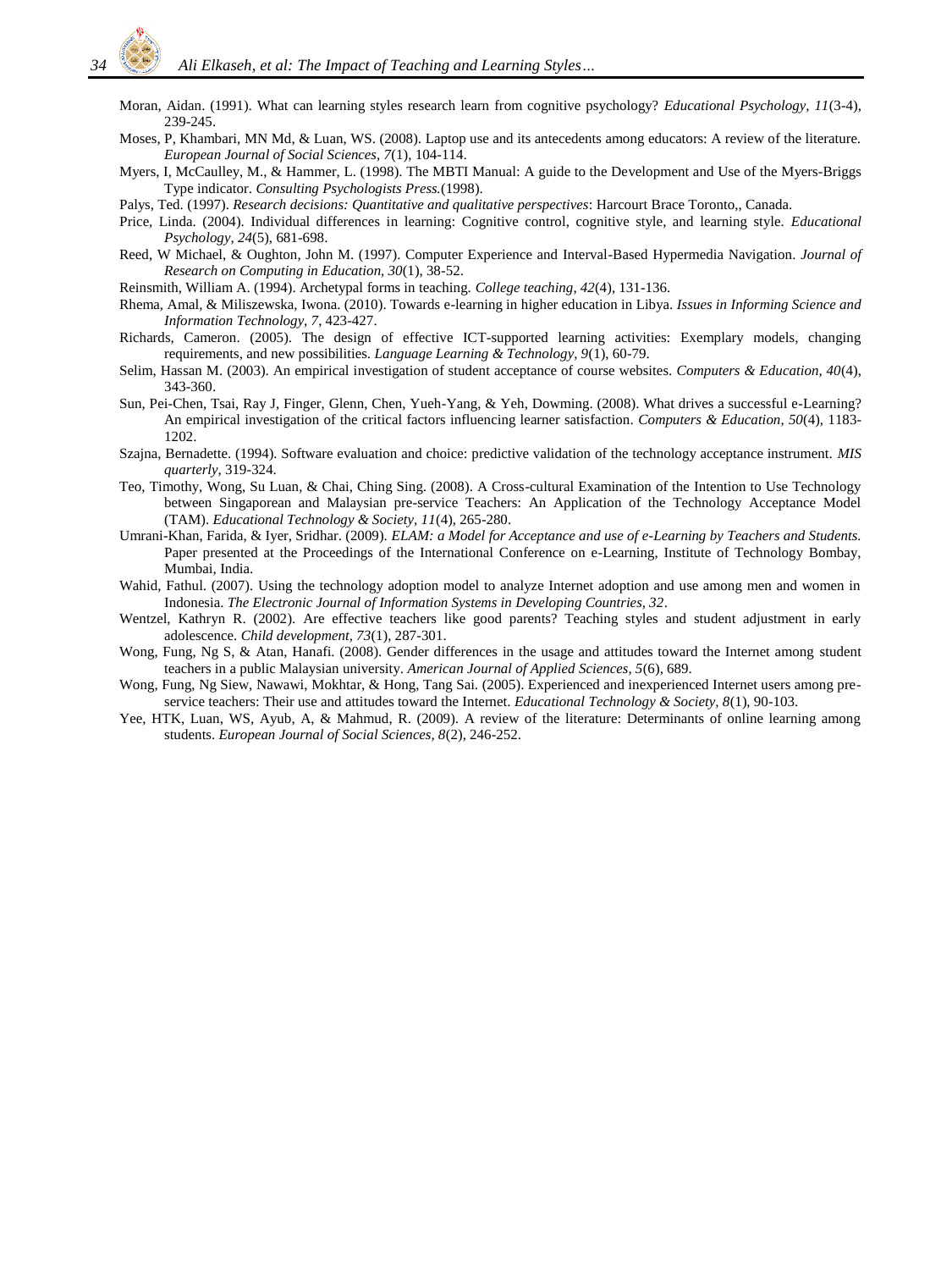Moran, Aidan. (1991). What can learning styles research learn from cognitive psychology? *Educational Psychology, 11*(3-4), 239-245.

Moses, P, Khambari, MN Md, & Luan, WS. (2008). Laptop use and its antecedents among educators: A review of the literature. *European Journal of Social Sciences, 7*(1), 104-114.

Myers, I, McCaulley, M., & Hammer, L. (1998). The MBTI Manual: A guide to the Development and Use of the Myers-Briggs Type indicator. *Consulting Psychologists Press.*(1998).

Palys, Ted. (1997). *Research decisions: Quantitative and qualitative perspectives*: Harcourt Brace Toronto,, Canada.

Price, Linda. (2004). Individual differences in learning: Cognitive control, cognitive style, and learning style. *Educational Psychology, 24*(5), 681-698.

Reed, W Michael, & Oughton, John M. (1997). Computer Experience and Interval-Based Hypermedia Navigation. *Journal of Research on Computing in Education, 30*(1), 38-52.

Reinsmith, William A. (1994). Archetypal forms in teaching. *College teaching, 42*(4), 131-136.

Rhema, Amal, & Miliszewska, Iwona. (2010). Towards e-learning in higher education in Libya. *Issues in Informing Science and Information Technology, 7*, 423-427.

Richards, Cameron. (2005). The design of effective ICT-supported learning activities: Exemplary models, changing requirements, and new possibilities. *Language Learning & Technology, 9*(1), 60-79.

Selim, Hassan M. (2003). An empirical investigation of student acceptance of course websites. *Computers & Education, 40*(4), 343-360.

Sun, Pei-Chen, Tsai, Ray J, Finger, Glenn, Chen, Yueh-Yang, & Yeh, Dowming. (2008). What drives a successful e-Learning? An empirical investigation of the critical factors influencing learner satisfaction. *Computers & Education, 50*(4), 1183-1202.

Szajna, Bernadette. (1994). Software evaluation and choice: predictive validation of the technology acceptance instrument. *MIS quarterly*, 319-324.

Teo, Timothy, Wong, Su Luan, & Chai, Ching Sing. (2008). A Cross-cultural Examination of the Intention to Use Technology between Singaporean and Malaysian pre-service Teachers: An Application of the Technology Acceptance Model (TAM). *Educational Technology & Society, 11*(4), 265-280.

Umrani-Khan, Farida, & Iyer, Sridhar. (2009). *ELAM: a Model for Acceptance and use of e-Learning by Teachers and Students.* Paper presented at the Proceedings of the International Conference on e-Learning, Institute of Technology Bombay, Mumbai, India.

Wahid, Fathul. (2007). Using the technology adoption model to analyze Internet adoption and use among men and women in Indonesia. *The Electronic Journal of Information Systems in Developing Countries, 32*.

Wentzel, Kathryn R. (2002). Are effective teachers like good parents? Teaching styles and student adjustment in early adolescence. *Child development, 73*(1), 287-301.

Wong, Fung, Ng S, & Atan, Hanafi. (2008). Gender differences in the usage and attitudes toward the Internet among student teachers in a public Malaysian university. *American Journal of Applied Sciences, 5*(6), 689.

Wong, Fung, Ng Siew, Nawawi, Mokhtar, & Hong, Tang Sai. (2005). Experienced and inexperienced Internet users among pre-service teachers: Their use and attitudes toward the Internet. *Educational Technology & Society, 8*(1), 90-103.

Yee, HTK, Luan, WS, Ayub, A, & Mahmud, R. (2009). A review of the literature: Determinants of online learning among students. *European Journal of Social Sciences, 8*(2), 246-252.